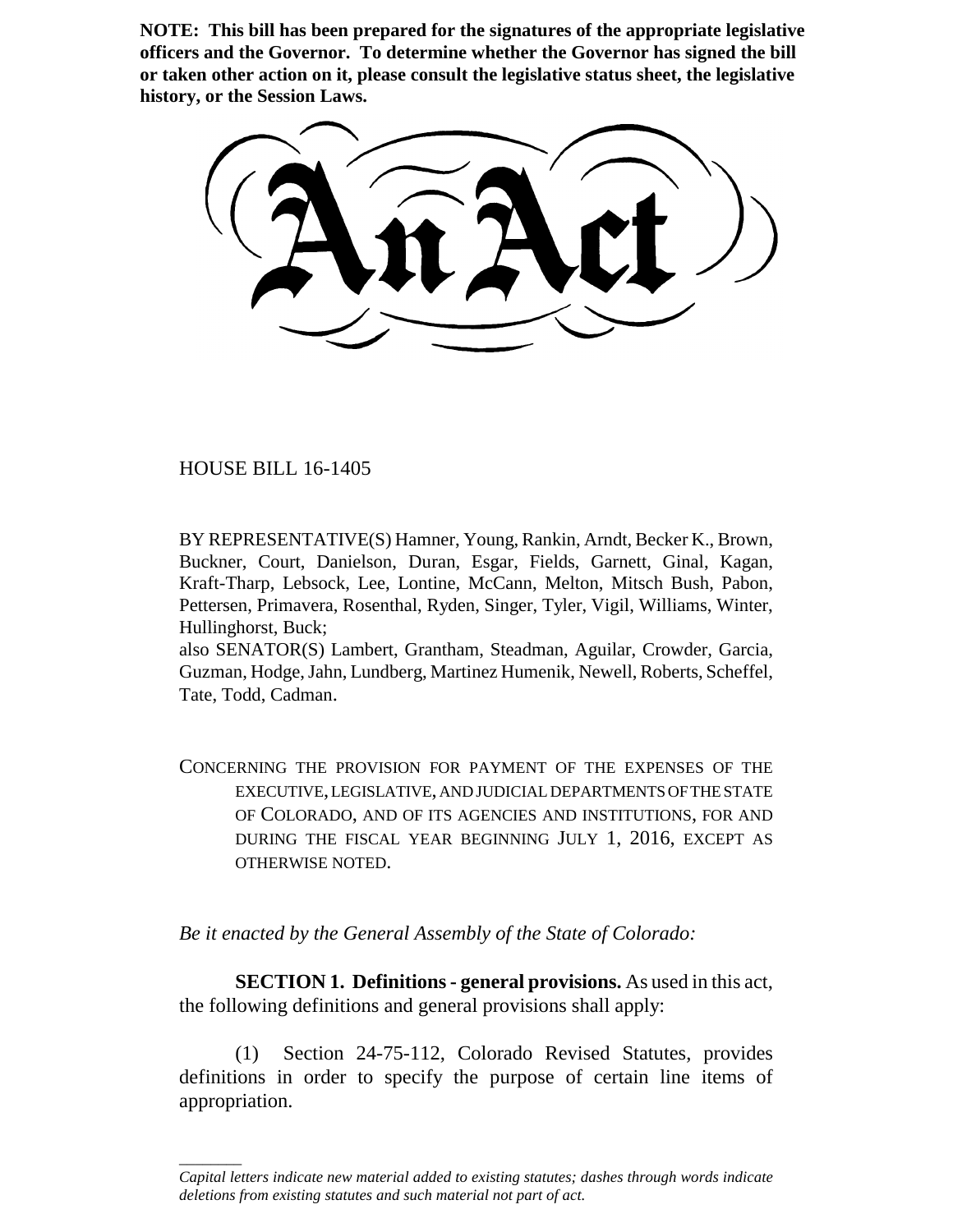**NOTE: This bill has been prepared for the signatures of the appropriate legislative officers and the Governor. To determine whether the Governor has signed the bill or taken other action on it, please consult the legislative status sheet, the legislative history, or the Session Laws.**

# An Act

HOUSE BILL 16-1405

BY REPRESENTATIVE(S) Hamner, Young, Rankin, Arndt, Becker K., Brown, Buckner, Court, Danielson, Duran, Esgar, Fields, Garnett, Ginal, Kagan, Kraft-Tharp, Lebsock, Lee, Lontine, McCann, Melton, Mitsch Bush, Pabon, Pettersen, Primavera, Rosenthal, Ryden, Singer, Tyler, Vigil, Williams, Winter, Hullinghorst, Buck;
also SENATOR(S) Lambert, Grantham, Steadman, Aguilar, Crowder, Garcia, Guzman, Hodge, Jahn, Lundberg, Martinez Humenik, Newell, Roberts, Scheffel, Tate, Todd, Cadman.

CONCERNING THE PROVISION FOR PAYMENT OF THE EXPENSES OF THE EXECUTIVE, LEGISLATIVE, AND JUDICIAL DEPARTMENTS OF THE STATE OF COLORADO, AND OF ITS AGENCIES AND INSTITUTIONS, FOR AND DURING THE FISCAL YEAR BEGINNING JULY 1, 2016, EXCEPT AS OTHERWISE NOTED.

*Be it enacted by the General Assembly of the State of Colorado:*

**SECTION 1. Definitions - general provisions.** As used in this act, the following definitions and general provisions shall apply:

(1) Section 24-75-112, Colorado Revised Statutes, provides definitions in order to specify the purpose of certain line items of appropriation.

*Capital letters indicate new material added to existing statutes; dashes through words indicate deletions from existing statutes and such material not part of act.*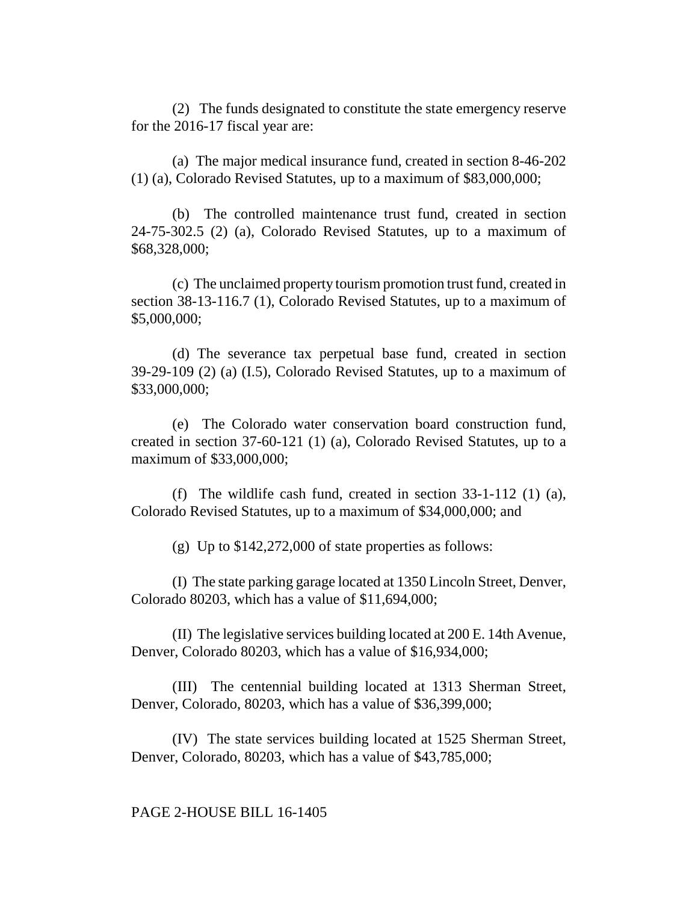(2) The funds designated to constitute the state emergency reserve for the 2016-17 fiscal year are:

(a) The major medical insurance fund, created in section 8-46-202 (1) (a), Colorado Revised Statutes, up to a maximum of $83,000,000;

(b) The controlled maintenance trust fund, created in section 24-75-302.5 (2) (a), Colorado Revised Statutes, up to a maximum of $68,328,000;

(c) The unclaimed property tourism promotion trust fund, created in section 38-13-116.7 (1), Colorado Revised Statutes, up to a maximum of $5,000,000;

(d) The severance tax perpetual base fund, created in section 39-29-109 (2) (a) (I.5), Colorado Revised Statutes, up to a maximum of $33,000,000;

(e) The Colorado water conservation board construction fund, created in section 37-60-121 (1) (a), Colorado Revised Statutes, up to a maximum of $33,000,000;

(f) The wildlife cash fund, created in section 33-1-112 (1) (a), Colorado Revised Statutes, up to a maximum of $34,000,000; and

(g) Up to $142,272,000 of state properties as follows:

(I) The state parking garage located at 1350 Lincoln Street, Denver, Colorado 80203, which has a value of $11,694,000;

(II) The legislative services building located at 200 E. 14th Avenue, Denver, Colorado 80203, which has a value of $16,934,000;

(III) The centennial building located at 1313 Sherman Street, Denver, Colorado, 80203, which has a value of $36,399,000;

(IV) The state services building located at 1525 Sherman Street, Denver, Colorado, 80203, which has a value of $43,785,000;

PAGE 2-HOUSE BILL 16-1405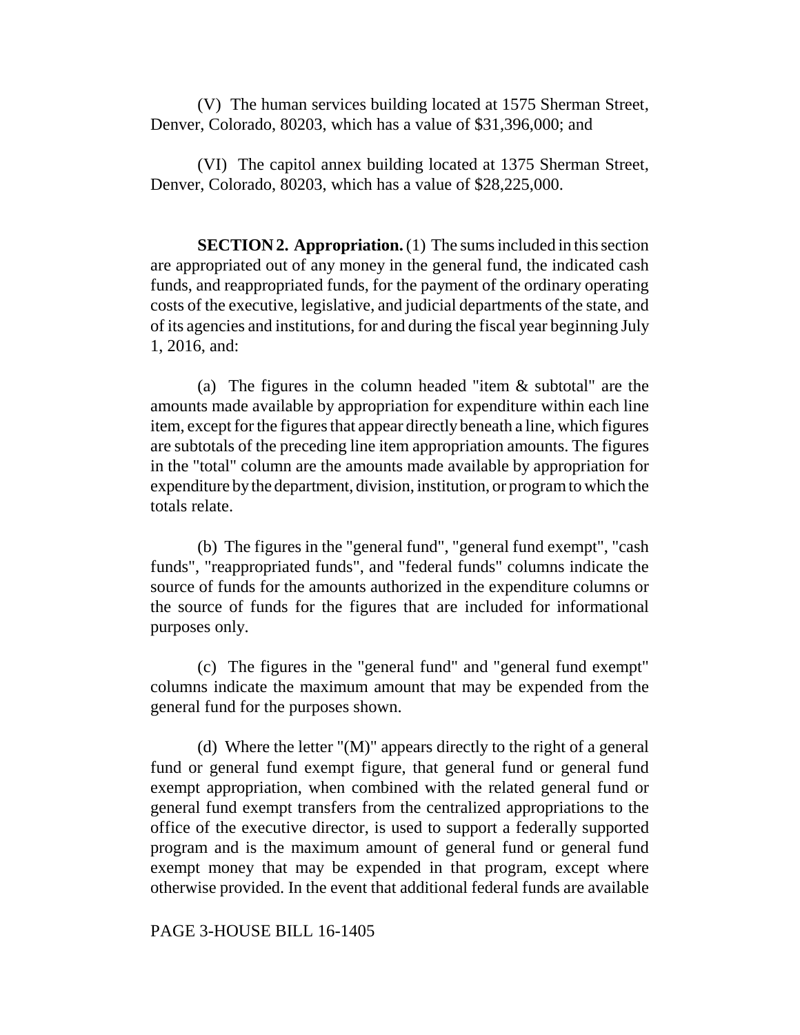(V) The human services building located at 1575 Sherman Street, Denver, Colorado, 80203, which has a value of $31,396,000; and

(VI) The capitol annex building located at 1375 Sherman Street, Denver, Colorado, 80203, which has a value of $28,225,000.

**SECTION 2. Appropriation.** (1) The sums included in this section are appropriated out of any money in the general fund, the indicated cash funds, and reappropriated funds, for the payment of the ordinary operating costs of the executive, legislative, and judicial departments of the state, and of its agencies and institutions, for and during the fiscal year beginning July 1, 2016, and:

(a) The figures in the column headed "item & subtotal" are the amounts made available by appropriation for expenditure within each line item, except for the figures that appear directly beneath a line, which figures are subtotals of the preceding line item appropriation amounts. The figures in the "total" column are the amounts made available by appropriation for expenditure by the department, division, institution, or program to which the totals relate.

(b) The figures in the "general fund", "general fund exempt", "cash funds", "reappropriated funds", and "federal funds" columns indicate the source of funds for the amounts authorized in the expenditure columns or the source of funds for the figures that are included for informational purposes only.

(c) The figures in the "general fund" and "general fund exempt" columns indicate the maximum amount that may be expended from the general fund for the purposes shown.

(d) Where the letter "(M)" appears directly to the right of a general fund or general fund exempt figure, that general fund or general fund exempt appropriation, when combined with the related general fund or general fund exempt transfers from the centralized appropriations to the office of the executive director, is used to support a federally supported program and is the maximum amount of general fund or general fund exempt money that may be expended in that program, except where otherwise provided. In the event that additional federal funds are available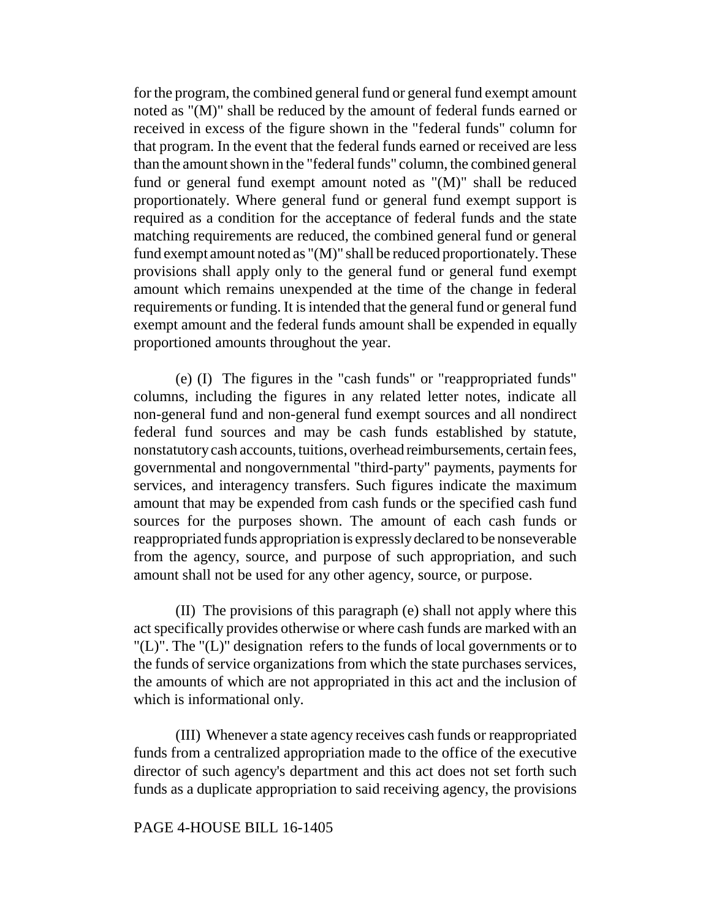for the program, the combined general fund or general fund exempt amount noted as "(M)" shall be reduced by the amount of federal funds earned or received in excess of the figure shown in the "federal funds" column for that program. In the event that the federal funds earned or received are less than the amount shown in the "federal funds" column, the combined general fund or general fund exempt amount noted as "(M)" shall be reduced proportionately. Where general fund or general fund exempt support is required as a condition for the acceptance of federal funds and the state matching requirements are reduced, the combined general fund or general fund exempt amount noted as "(M)" shall be reduced proportionately. These provisions shall apply only to the general fund or general fund exempt amount which remains unexpended at the time of the change in federal requirements or funding. It is intended that the general fund or general fund exempt amount and the federal funds amount shall be expended in equally proportioned amounts throughout the year.

(e) (I) The figures in the "cash funds" or "reappropriated funds" columns, including the figures in any related letter notes, indicate all non-general fund and non-general fund exempt sources and all nondirect federal fund sources and may be cash funds established by statute, nonstatutory cash accounts, tuitions, overhead reimbursements, certain fees, governmental and nongovernmental "third-party" payments, payments for services, and interagency transfers. Such figures indicate the maximum amount that may be expended from cash funds or the specified cash fund sources for the purposes shown. The amount of each cash funds or reappropriated funds appropriation is expressly declared to be nonseverable from the agency, source, and purpose of such appropriation, and such amount shall not be used for any other agency, source, or purpose.

(II) The provisions of this paragraph (e) shall not apply where this act specifically provides otherwise or where cash funds are marked with an "(L)". The "(L)" designation refers to the funds of local governments or to the funds of service organizations from which the state purchases services, the amounts of which are not appropriated in this act and the inclusion of which is informational only.

(III) Whenever a state agency receives cash funds or reappropriated funds from a centralized appropriation made to the office of the executive director of such agency's department and this act does not set forth such funds as a duplicate appropriation to said receiving agency, the provisions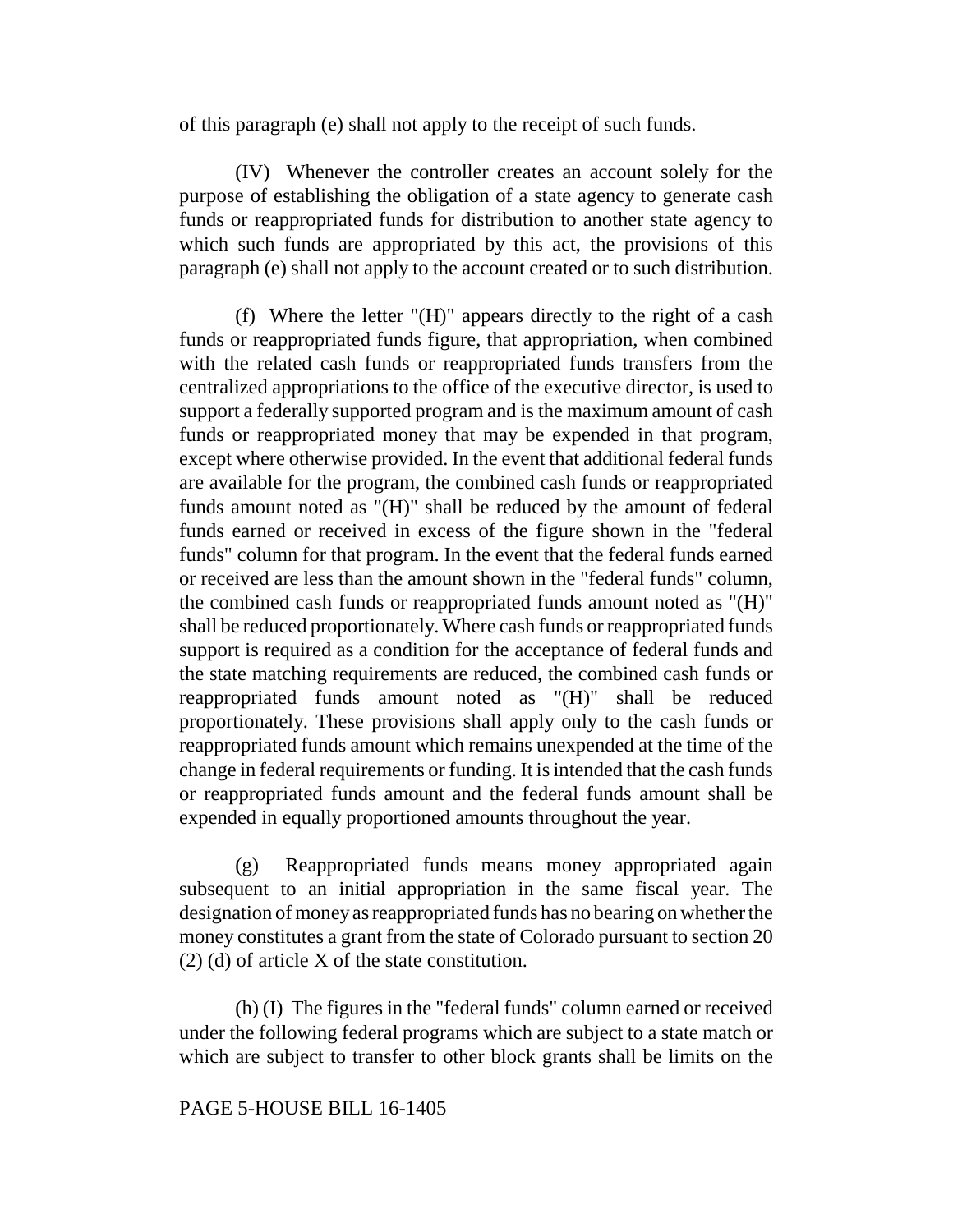of this paragraph (e) shall not apply to the receipt of such funds.

(IV) Whenever the controller creates an account solely for the purpose of establishing the obligation of a state agency to generate cash funds or reappropriated funds for distribution to another state agency to which such funds are appropriated by this act, the provisions of this paragraph (e) shall not apply to the account created or to such distribution.

(f) Where the letter "(H)" appears directly to the right of a cash funds or reappropriated funds figure, that appropriation, when combined with the related cash funds or reappropriated funds transfers from the centralized appropriations to the office of the executive director, is used to support a federally supported program and is the maximum amount of cash funds or reappropriated money that may be expended in that program, except where otherwise provided. In the event that additional federal funds are available for the program, the combined cash funds or reappropriated funds amount noted as "(H)" shall be reduced by the amount of federal funds earned or received in excess of the figure shown in the "federal funds" column for that program. In the event that the federal funds earned or received are less than the amount shown in the "federal funds" column, the combined cash funds or reappropriated funds amount noted as "(H)" shall be reduced proportionately. Where cash funds or reappropriated funds support is required as a condition for the acceptance of federal funds and the state matching requirements are reduced, the combined cash funds or reappropriated funds amount noted as "(H)" shall be reduced proportionately. These provisions shall apply only to the cash funds or reappropriated funds amount which remains unexpended at the time of the change in federal requirements or funding. It is intended that the cash funds or reappropriated funds amount and the federal funds amount shall be expended in equally proportioned amounts throughout the year.

(g) Reappropriated funds means money appropriated again subsequent to an initial appropriation in the same fiscal year. The designation of money as reappropriated funds has no bearing on whether the money constitutes a grant from the state of Colorado pursuant to section 20 (2) (d) of article X of the state constitution.

(h) (I) The figures in the "federal funds" column earned or received under the following federal programs which are subject to a state match or which are subject to transfer to other block grants shall be limits on the

PAGE 5-HOUSE BILL 16-1405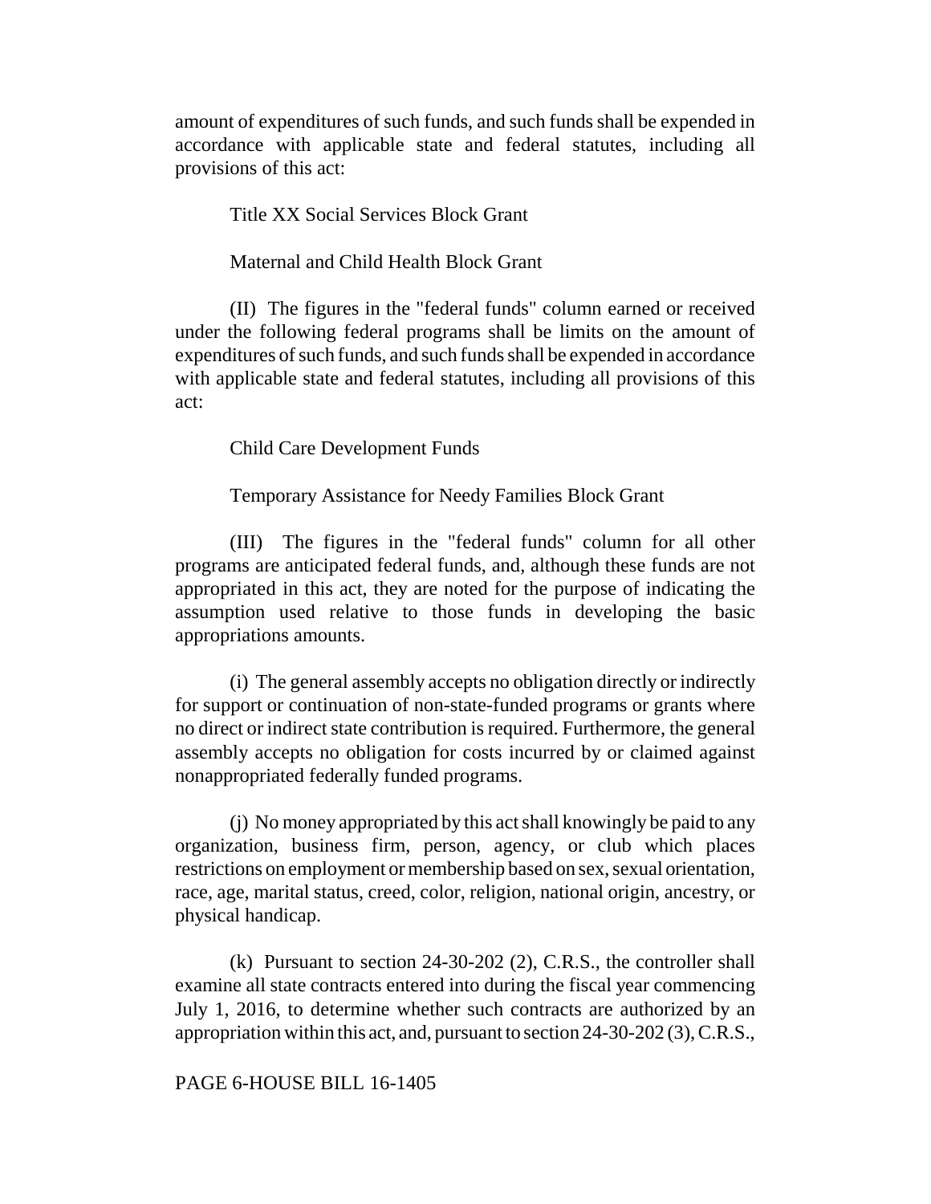amount of expenditures of such funds, and such funds shall be expended in accordance with applicable state and federal statutes, including all provisions of this act:

Title XX Social Services Block Grant

Maternal and Child Health Block Grant

(II) The figures in the "federal funds" column earned or received under the following federal programs shall be limits on the amount of expenditures of such funds, and such funds shall be expended in accordance with applicable state and federal statutes, including all provisions of this act:

Child Care Development Funds

Temporary Assistance for Needy Families Block Grant

(III) The figures in the "federal funds" column for all other programs are anticipated federal funds, and, although these funds are not appropriated in this act, they are noted for the purpose of indicating the assumption used relative to those funds in developing the basic appropriations amounts.

(i) The general assembly accepts no obligation directly or indirectly for support or continuation of non-state-funded programs or grants where no direct or indirect state contribution is required. Furthermore, the general assembly accepts no obligation for costs incurred by or claimed against nonappropriated federally funded programs.

(j) No money appropriated by this act shall knowingly be paid to any organization, business firm, person, agency, or club which places restrictions on employment or membership based on sex, sexual orientation, race, age, marital status, creed, color, religion, national origin, ancestry, or physical handicap.

(k) Pursuant to section 24-30-202 (2), C.R.S., the controller shall examine all state contracts entered into during the fiscal year commencing July 1, 2016, to determine whether such contracts are authorized by an appropriation within this act, and, pursuant to section 24-30-202 (3), C.R.S.,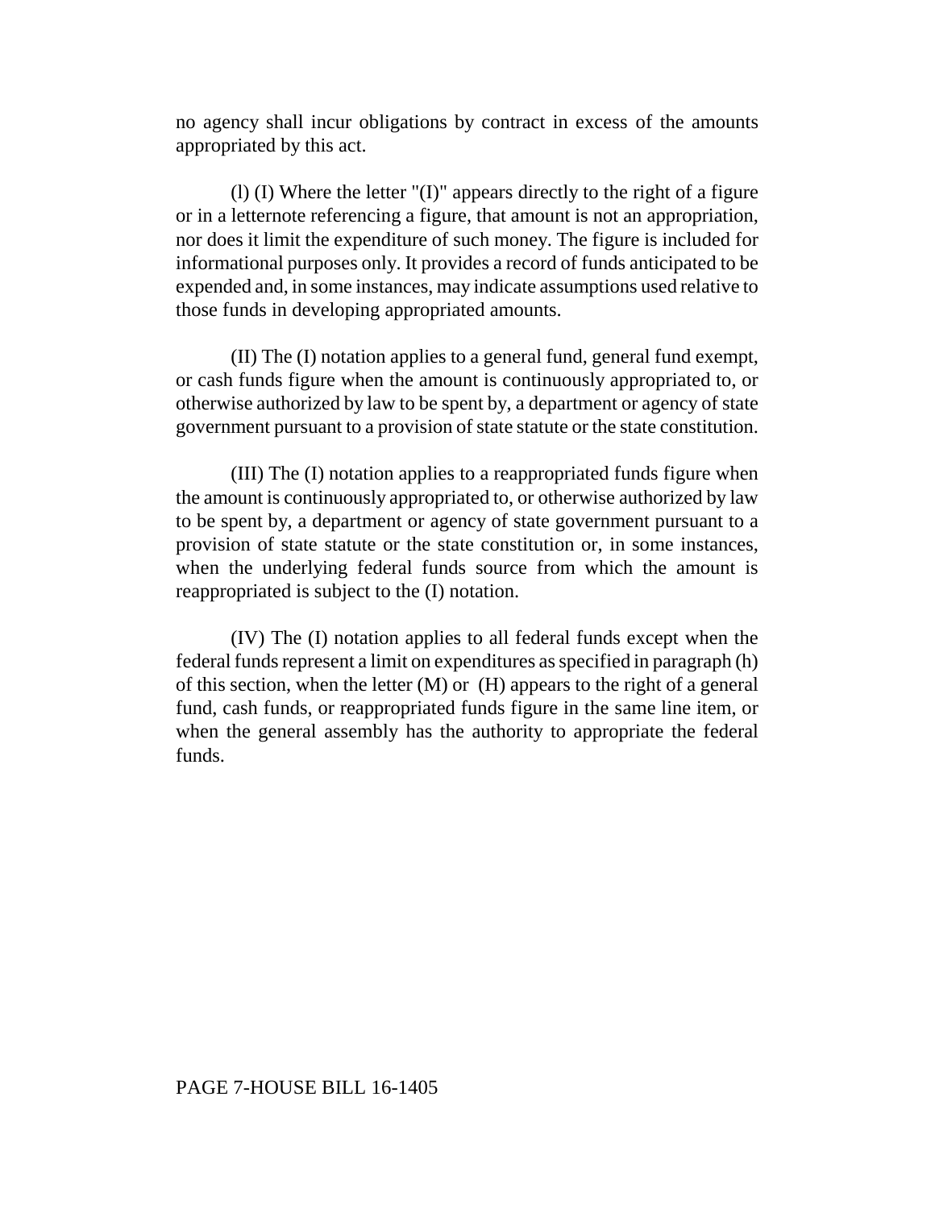no agency shall incur obligations by contract in excess of the amounts appropriated by this act.

(l) (I) Where the letter "(I)" appears directly to the right of a figure or in a letternote referencing a figure, that amount is not an appropriation, nor does it limit the expenditure of such money. The figure is included for informational purposes only. It provides a record of funds anticipated to be expended and, in some instances, may indicate assumptions used relative to those funds in developing appropriated amounts.

(II) The (I) notation applies to a general fund, general fund exempt, or cash funds figure when the amount is continuously appropriated to, or otherwise authorized by law to be spent by, a department or agency of state government pursuant to a provision of state statute or the state constitution.

(III) The (I) notation applies to a reappropriated funds figure when the amount is continuously appropriated to, or otherwise authorized by law to be spent by, a department or agency of state government pursuant to a provision of state statute or the state constitution or, in some instances, when the underlying federal funds source from which the amount is reappropriated is subject to the (I) notation.

(IV) The (I) notation applies to all federal funds except when the federal funds represent a limit on expenditures as specified in paragraph (h) of this section, when the letter (M) or (H) appears to the right of a general fund, cash funds, or reappropriated funds figure in the same line item, or when the general assembly has the authority to appropriate the federal funds.